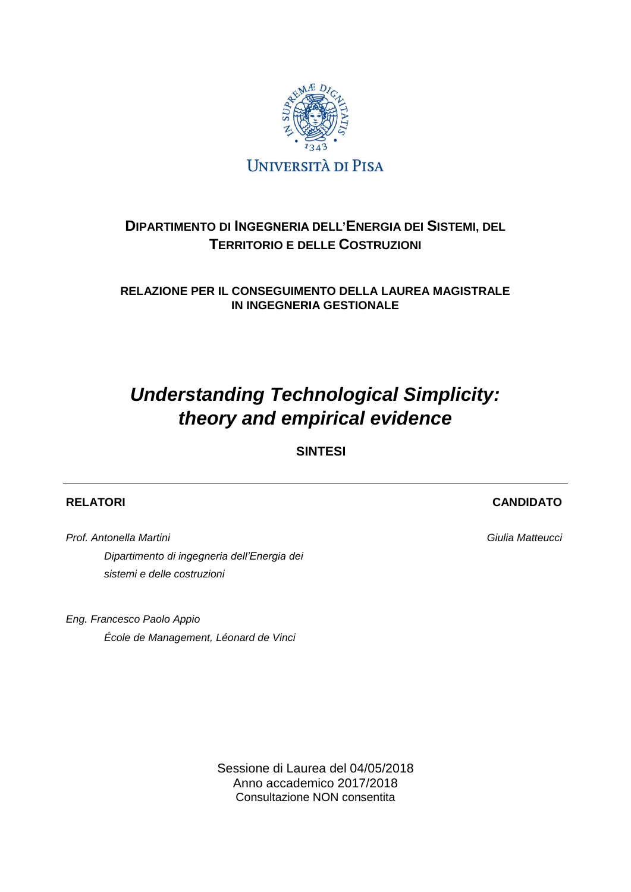UNIVERSITÀ DI PISA

**DIPARTIMENTO DI INGEGNERIA DELL'ENERGIA DEI SISTEMI, DEL TERRITORIO E DELLE COSTRUZIONI**

**RELAZIONE PER IL CONSEGUIMENTO DELLA LAUREA MAGISTRALE IN INGEGNERIA GESTIONALE**

# *Understanding Technological Simplicity: theory and empirical evidence*

**SINTESI**

---

**RELATORI**

*Prof. Antonella Martini*
*Dipartimento di ingegneria dell'Energia dei sistemi e delle costruzioni*

*Eng. Francesco Paolo Appio*
*École de Management, Léonard de Vinci*

**CANDIDATO**

*Giulia Matteucci*

Sessione di Laurea del 04/05/2018
Anno accademico 2017/2018
Consultazione NON consentita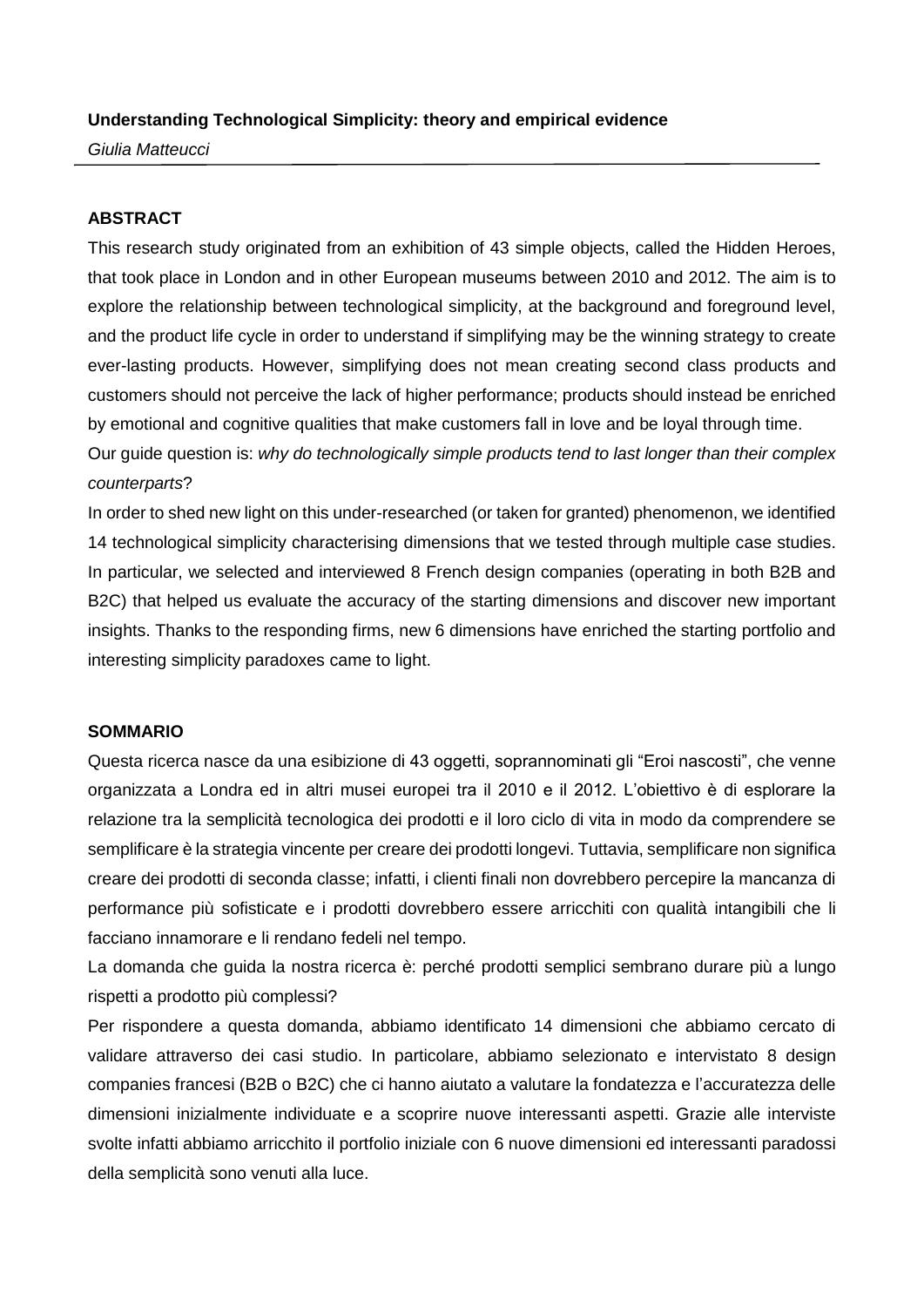**Understanding Technological Simplicity: theory and empirical evidence**

*Giulia Matteucci*

---

**ABSTRACT**

This research study originated from an exhibition of 43 simple objects, called the Hidden Heroes, that took place in London and in other European museums between 2010 and 2012. The aim is to explore the relationship between technological simplicity, at the background and foreground level, and the product life cycle in order to understand if simplifying may be the winning strategy to create ever-lasting products. However, simplifying does not mean creating second class products and customers should not perceive the lack of higher performance; products should instead be enriched by emotional and cognitive qualities that make customers fall in love and be loyal through time.

Our guide question is: *why do technologically simple products tend to last longer than their complex counterparts*?

In order to shed new light on this under-researched (or taken for granted) phenomenon, we identified 14 technological simplicity characterising dimensions that we tested through multiple case studies. In particular, we selected and interviewed 8 French design companies (operating in both B2B and B2C) that helped us evaluate the accuracy of the starting dimensions and discover new important insights. Thanks to the responding firms, new 6 dimensions have enriched the starting portfolio and interesting simplicity paradoxes came to light.

**SOMMARIO**

Questa ricerca nasce da una esibizione di 43 oggetti, soprannominati gli "Eroi nascosti", che venne organizzata a Londra ed in altri musei europei tra il 2010 e il 2012. L'obiettivo è di esplorare la relazione tra la semplicità tecnologica dei prodotti e il loro ciclo di vita in modo da comprendere se semplificare è la strategia vincente per creare dei prodotti longevi. Tuttavia, semplificare non significa creare dei prodotti di seconda classe; infatti, i clienti finali non dovrebbero percepire la mancanza di performance più sofisticate e i prodotti dovrebbero essere arricchiti con qualità intangibili che li facciano innamorare e li rendano fedeli nel tempo.

La domanda che guida la nostra ricerca è: perché prodotti semplici sembrano durare più a lungo rispetti a prodotto più complessi?

Per rispondere a questa domanda, abbiamo identificato 14 dimensioni che abbiamo cercato di validare attraverso dei casi studio. In particolare, abbiamo selezionato e intervistato 8 design companies francesi (B2B o B2C) che ci hanno aiutato a valutare la fondatezza e l'accuratezza delle dimensioni inizialmente individuate e a scoprire nuove interessanti aspetti. Grazie alle interviste svolte infatti abbiamo arricchito il portfolio iniziale con 6 nuove dimensioni ed interessanti paradossi della semplicità sono venuti alla luce.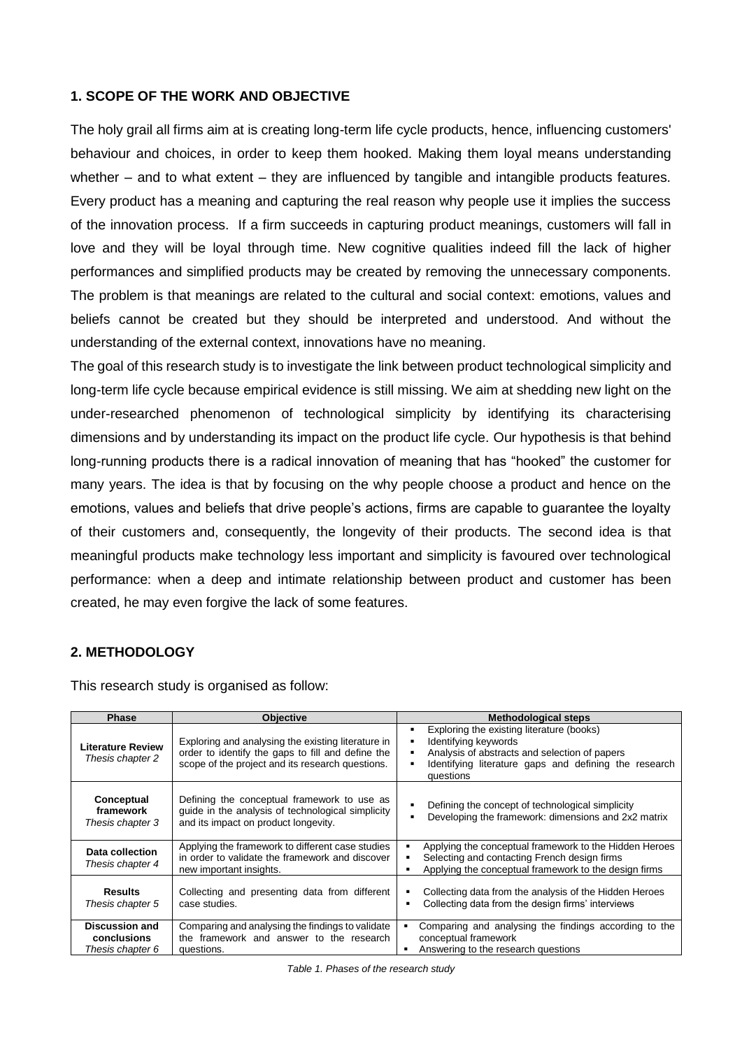## 1. SCOPE OF THE WORK AND OBJECTIVE

The holy grail all firms aim at is creating long-term life cycle products, hence, influencing customers' behaviour and choices, in order to keep them hooked. Making them loyal means understanding whether – and to what extent – they are influenced by tangible and intangible products features. Every product has a meaning and capturing the real reason why people use it implies the success of the innovation process. If a firm succeeds in capturing product meanings, customers will fall in love and they will be loyal through time. New cognitive qualities indeed fill the lack of higher performances and simplified products may be created by removing the unnecessary components. The problem is that meanings are related to the cultural and social context: emotions, values and beliefs cannot be created but they should be interpreted and understood. And without the understanding of the external context, innovations have no meaning.

The goal of this research study is to investigate the link between product technological simplicity and long-term life cycle because empirical evidence is still missing. We aim at shedding new light on the under-researched phenomenon of technological simplicity by identifying its characterising dimensions and by understanding its impact on the product life cycle. Our hypothesis is that behind long-running products there is a radical innovation of meaning that has "hooked" the customer for many years. The idea is that by focusing on the why people choose a product and hence on the emotions, values and beliefs that drive people's actions, firms are capable to guarantee the loyalty of their customers and, consequently, the longevity of their products. The second idea is that meaningful products make technology less important and simplicity is favoured over technological performance: when a deep and intimate relationship between product and customer has been created, he may even forgive the lack of some features.

## 2. METHODOLOGY

This research study is organised as follow:

| Phase | Objective | Methodological steps |
|---|---|---|
| **Literature Review** *Thesis chapter 2* | Exploring and analysing the existing literature in order to identify the gaps to fill and define the scope of the project and its research questions. | ▪ Exploring the existing literature (books) ▪ Identifying keywords ▪ Analysis of abstracts and selection of papers ▪ Identifying literature gaps and defining the research questions |
| **Conceptual framework** *Thesis chapter 3* | Defining the conceptual framework to use as guide in the analysis of technological simplicity and its impact on product longevity. | ▪ Defining the concept of technological simplicity ▪ Developing the framework: dimensions and 2x2 matrix |
| **Data collection** *Thesis chapter 4* | Applying the framework to different case studies in order to validate the framework and discover new important insights. | ▪ Applying the conceptual framework to the Hidden Heroes ▪ Selecting and contacting French design firms ▪ Applying the conceptual framework to the design firms |
| **Results** *Thesis chapter 5* | Collecting and presenting data from different case studies. | ▪ Collecting data from the analysis of the Hidden Heroes ▪ Collecting data from the design firms' interviews |
| **Discussion and conclusions** *Thesis chapter 6* | Comparing and analysing the findings to validate the framework and answer to the research questions. | ▪ Comparing and analysing the findings according to the conceptual framework ▪ Answering to the research questions |

*Table 1. Phases of the research study*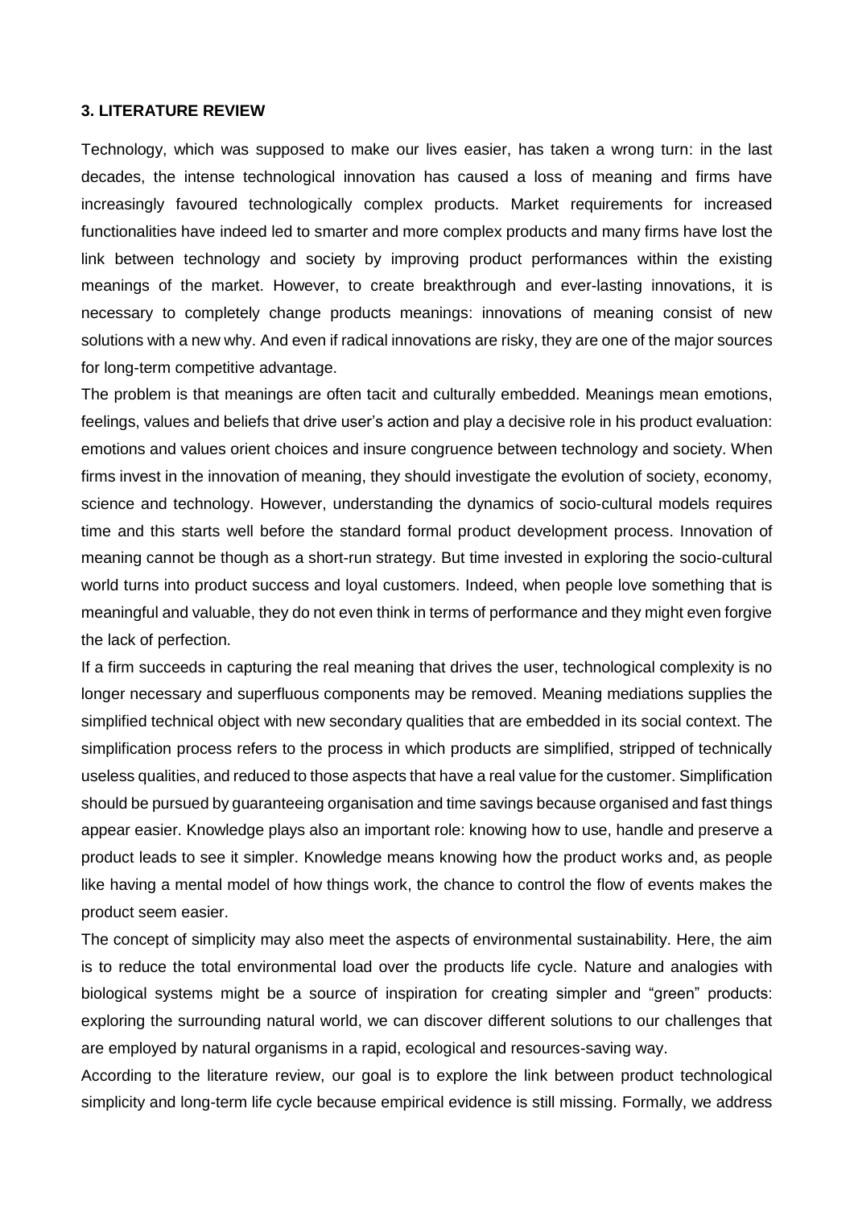### 3. LITERATURE REVIEW

Technology, which was supposed to make our lives easier, has taken a wrong turn: in the last decades, the intense technological innovation has caused a loss of meaning and firms have increasingly favoured technologically complex products. Market requirements for increased functionalities have indeed led to smarter and more complex products and many firms have lost the link between technology and society by improving product performances within the existing meanings of the market. However, to create breakthrough and ever-lasting innovations, it is necessary to completely change products meanings: innovations of meaning consist of new solutions with a new why. And even if radical innovations are risky, they are one of the major sources for long-term competitive advantage.

The problem is that meanings are often tacit and culturally embedded. Meanings mean emotions, feelings, values and beliefs that drive user's action and play a decisive role in his product evaluation: emotions and values orient choices and insure congruence between technology and society. When firms invest in the innovation of meaning, they should investigate the evolution of society, economy, science and technology. However, understanding the dynamics of socio-cultural models requires time and this starts well before the standard formal product development process. Innovation of meaning cannot be though as a short-run strategy. But time invested in exploring the socio-cultural world turns into product success and loyal customers. Indeed, when people love something that is meaningful and valuable, they do not even think in terms of performance and they might even forgive the lack of perfection.

If a firm succeeds in capturing the real meaning that drives the user, technological complexity is no longer necessary and superfluous components may be removed. Meaning mediations supplies the simplified technical object with new secondary qualities that are embedded in its social context. The simplification process refers to the process in which products are simplified, stripped of technically useless qualities, and reduced to those aspects that have a real value for the customer. Simplification should be pursued by guaranteeing organisation and time savings because organised and fast things appear easier. Knowledge plays also an important role: knowing how to use, handle and preserve a product leads to see it simpler. Knowledge means knowing how the product works and, as people like having a mental model of how things work, the chance to control the flow of events makes the product seem easier.

The concept of simplicity may also meet the aspects of environmental sustainability. Here, the aim is to reduce the total environmental load over the products life cycle. Nature and analogies with biological systems might be a source of inspiration for creating simpler and "green" products: exploring the surrounding natural world, we can discover different solutions to our challenges that are employed by natural organisms in a rapid, ecological and resources-saving way.

According to the literature review, our goal is to explore the link between product technological simplicity and long-term life cycle because empirical evidence is still missing. Formally, we address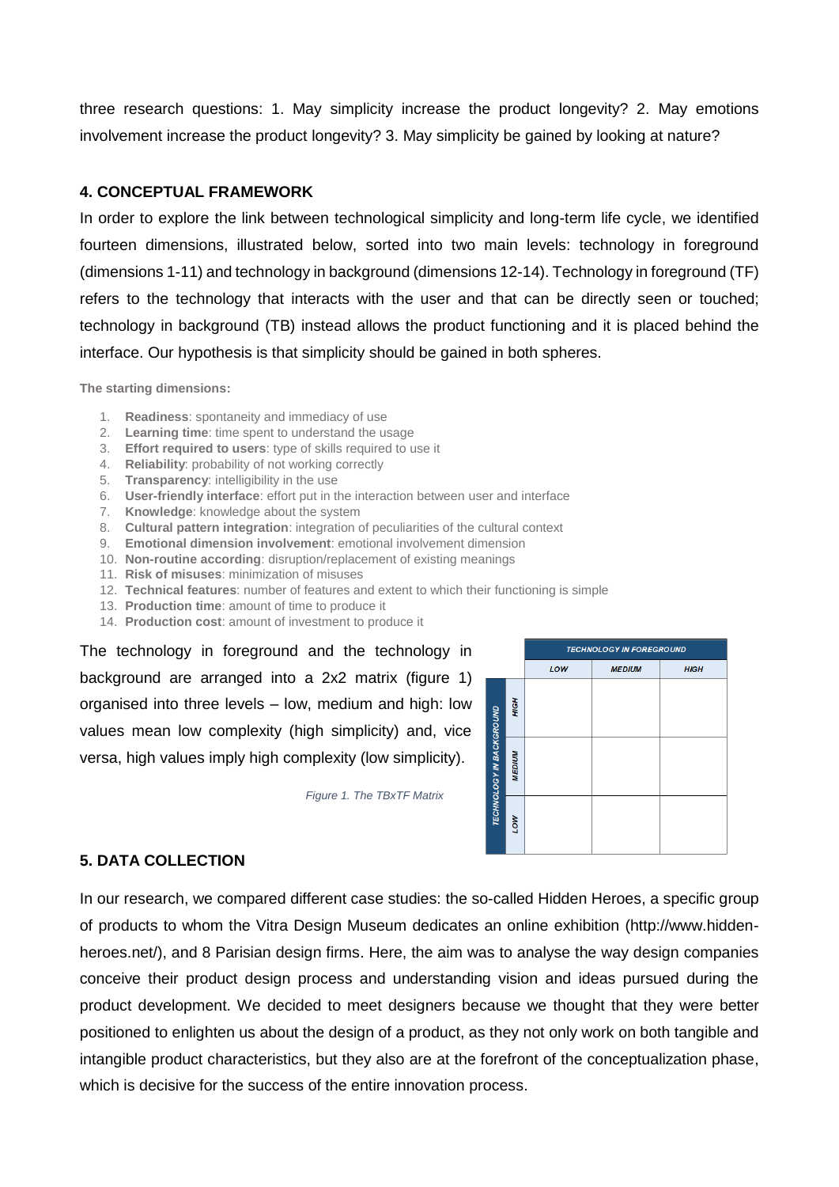three research questions: 1. May simplicity increase the product longevity? 2. May emotions involvement increase the product longevity? 3. May simplicity be gained by looking at nature?

## 4. CONCEPTUAL FRAMEWORK

In order to explore the link between technological simplicity and long-term life cycle, we identified fourteen dimensions, illustrated below, sorted into two main levels: technology in foreground (dimensions 1-11) and technology in background (dimensions 12-14). Technology in foreground (TF) refers to the technology that interacts with the user and that can be directly seen or touched; technology in background (TB) instead allows the product functioning and it is placed behind the interface. Our hypothesis is that simplicity should be gained in both spheres.

**The starting dimensions:**

1. **Readiness**: spontaneity and immediacy of use
2. **Learning time**: time spent to understand the usage
3. **Effort required to users**: type of skills required to use it
4. **Reliability**: probability of not working correctly
5. **Transparency**: intelligibility in the use
6. **User-friendly interface**: effort put in the interaction between user and interface
7. **Knowledge**: knowledge about the system
8. **Cultural pattern integration**: integration of peculiarities of the cultural context
9. **Emotional dimension involvement**: emotional involvement dimension
10. **Non-routine according**: disruption/replacement of existing meanings
11. **Risk of misuses**: minimization of misuses
12. **Technical features**: number of features and extent to which their functioning is simple
13. **Production time**: amount of time to produce it
14. **Production cost**: amount of investment to produce it

The technology in foreground and the technology in background are arranged into a 2x2 matrix (figure 1) organised into three levels – low, medium and high: low values mean low complexity (high simplicity) and, vice versa, high values imply high complexity (low simplicity).

| TECHNOLOGY IN BACKGROUND | TECHNOLOGY IN FOREGROUND | | |
|---|---|---|---|
| | LOW | MEDIUM | HIGH |
| HIGH | | | |
| MEDIUM | | | |
| LOW | | | |

*Figure 1. The TBxTF Matrix*

## 5. DATA COLLECTION

In our research, we compared different case studies: the so-called Hidden Heroes, a specific group of products to whom the Vitra Design Museum dedicates an online exhibition (http://www.hidden-heroes.net/), and 8 Parisian design firms. Here, the aim was to analyse the way design companies conceive their product design process and understanding vision and ideas pursued during the product development. We decided to meet designers because we thought that they were better positioned to enlighten us about the design of a product, as they not only work on both tangible and intangible product characteristics, but they also are at the forefront of the conceptualization phase, which is decisive for the success of the entire innovation process.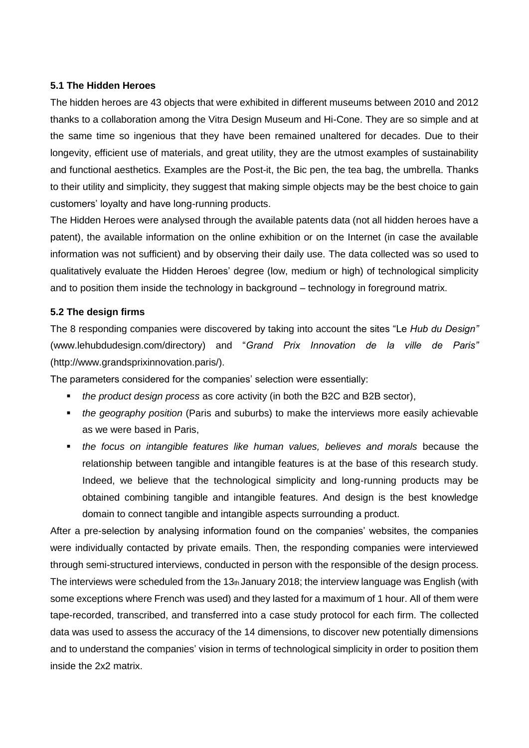### 5.1 The Hidden Heroes

The hidden heroes are 43 objects that were exhibited in different museums between 2010 and 2012 thanks to a collaboration among the Vitra Design Museum and Hi-Cone. They are so simple and at the same time so ingenious that they have been remained unaltered for decades. Due to their longevity, efficient use of materials, and great utility, they are the utmost examples of sustainability and functional aesthetics. Examples are the Post-it, the Bic pen, the tea bag, the umbrella. Thanks to their utility and simplicity, they suggest that making simple objects may be the best choice to gain customers' loyalty and have long-running products.

The Hidden Heroes were analysed through the available patents data (not all hidden heroes have a patent), the available information on the online exhibition or on the Internet (in case the available information was not sufficient) and by observing their daily use. The data collected was so used to qualitatively evaluate the Hidden Heroes' degree (low, medium or high) of technological simplicity and to position them inside the technology in background – technology in foreground matrix.

### 5.2 The design firms

The 8 responding companies were discovered by taking into account the sites "Le *Hub du Design"* (www.lehubdudesign.com/directory) and "*Grand Prix Innovation de la ville de Paris"* (http://www.grandsprixinnovation.paris/).

The parameters considered for the companies' selection were essentially:

- *the product design process* as core activity (in both the B2C and B2B sector),
- *the geography position* (Paris and suburbs) to make the interviews more easily achievable as we were based in Paris,
- *the focus on intangible features like human values, believes and morals* because the relationship between tangible and intangible features is at the base of this research study. Indeed, we believe that the technological simplicity and long-running products may be obtained combining tangible and intangible features. And design is the best knowledge domain to connect tangible and intangible aspects surrounding a product.

After a pre-selection by analysing information found on the companies' websites, the companies were individually contacted by private emails. Then, the responding companies were interviewed through semi-structured interviews, conducted in person with the responsible of the design process. The interviews were scheduled from the 13th January 2018; the interview language was English (with some exceptions where French was used) and they lasted for a maximum of 1 hour. All of them were tape-recorded, transcribed, and transferred into a case study protocol for each firm. The collected data was used to assess the accuracy of the 14 dimensions, to discover new potentially dimensions and to understand the companies' vision in terms of technological simplicity in order to position them inside the 2x2 matrix.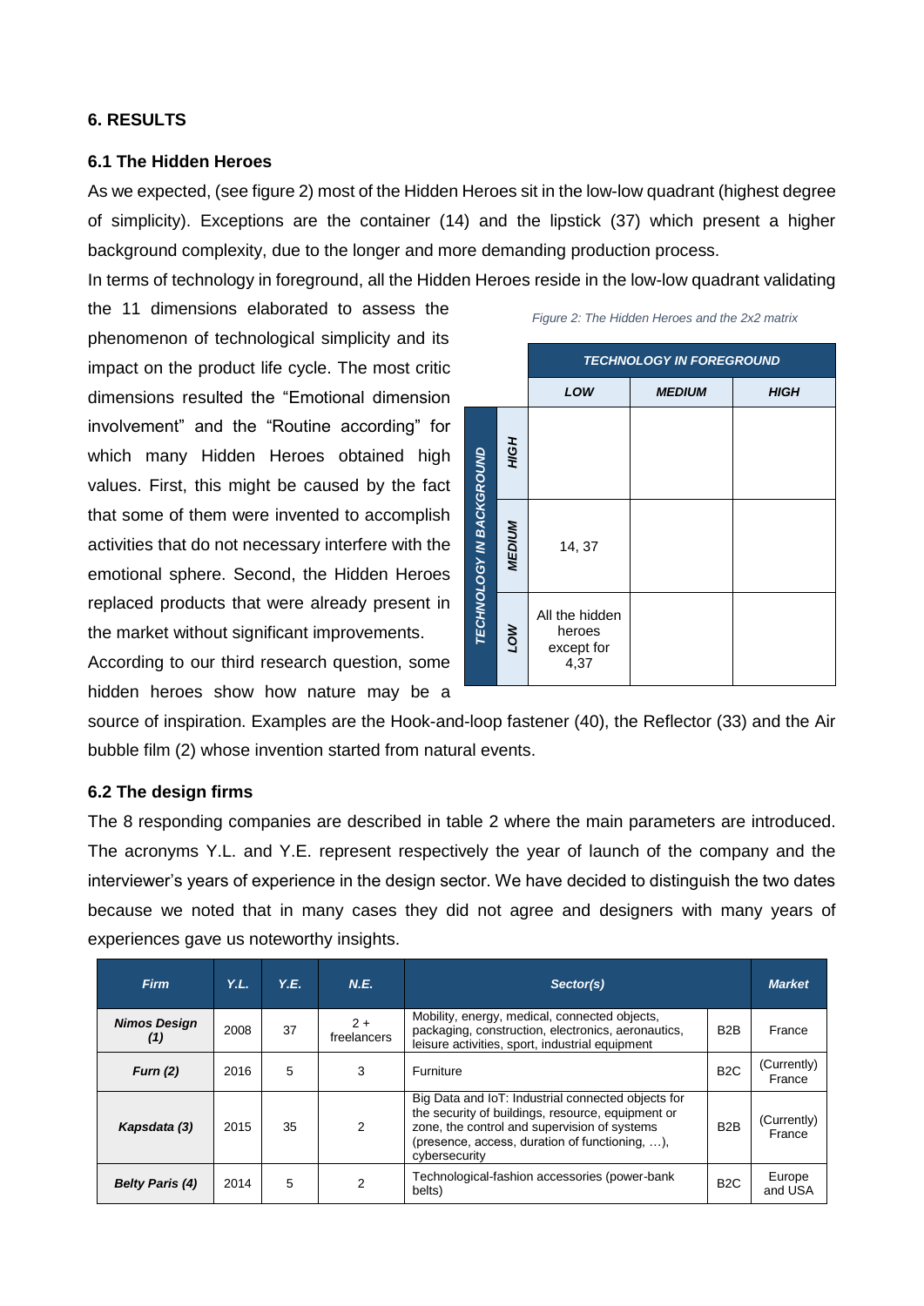## 6. RESULTS

### 6.1 The Hidden Heroes

As we expected, (see figure 2) most of the Hidden Heroes sit in the low-low quadrant (highest degree of simplicity). Exceptions are the container (14) and the lipstick (37) which present a higher background complexity, due to the longer and more demanding production process.

In terms of technology in foreground, all the Hidden Heroes reside in the low-low quadrant validating the 11 dimensions elaborated to assess the phenomenon of technological simplicity and its impact on the product life cycle. The most critic dimensions resulted the "Emotional dimension involvement" and the "Routine according" for which many Hidden Heroes obtained high values. First, this might be caused by the fact that some of them were invented to accomplish activities that do not necessary interfere with the emotional sphere. Second, the Hidden Heroes replaced products that were already present in the market without significant improvements.

According to our third research question, some hidden heroes show how nature may be a source of inspiration. Examples are the Hook-and-loop fastener (40), the Reflector (33) and the Air bubble film (2) whose invention started from natural events.

*Figure 2: The Hidden Heroes and the 2x2 matrix*

| | | TECHNOLOGY IN FOREGROUND | | |
|---|---|---|---|---|
| | | LOW | MEDIUM | HIGH |
| TECHNOLOGY IN BACKGROUND | HIGH | | | |
| | MEDIUM | 14, 37 | | |
| | LOW | All the hidden heroes except for 4,37 | | |

### 6.2 The design firms

The 8 responding companies are described in table 2 where the main parameters are introduced. The acronyms Y.L. and Y.E. represent respectively the year of launch of the company and the interviewer's years of experience in the design sector. We have decided to distinguish the two dates because we noted that in many cases they did not agree and designers with many years of experiences gave us noteworthy insights.

| Firm | Y.L. | Y.E. | N.E. | Sector(s) | | Market |
|---|---|---|---|---|---|---|
| **Nimos Design (1)** | 2008 | 37 | 2 + freelancers | Mobility, energy, medical, connected objects, packaging, construction, electronics, aeronautics, leisure activities, sport, industrial equipment | B2B | France |
| **Furn (2)** | 2016 | 5 | 3 | Furniture | B2C | (Currently) France |
| **Kapsdata (3)** | 2015 | 35 | 2 | Big Data and IoT: Industrial connected objects for the security of buildings, resource, equipment or zone, the control and supervision of systems (presence, access, duration of functioning, …), cybersecurity | B2B | (Currently) France |
| **Belty Paris (4)** | 2014 | 5 | 2 | Technological-fashion accessories (power-bank belts) | B2C | Europe and USA |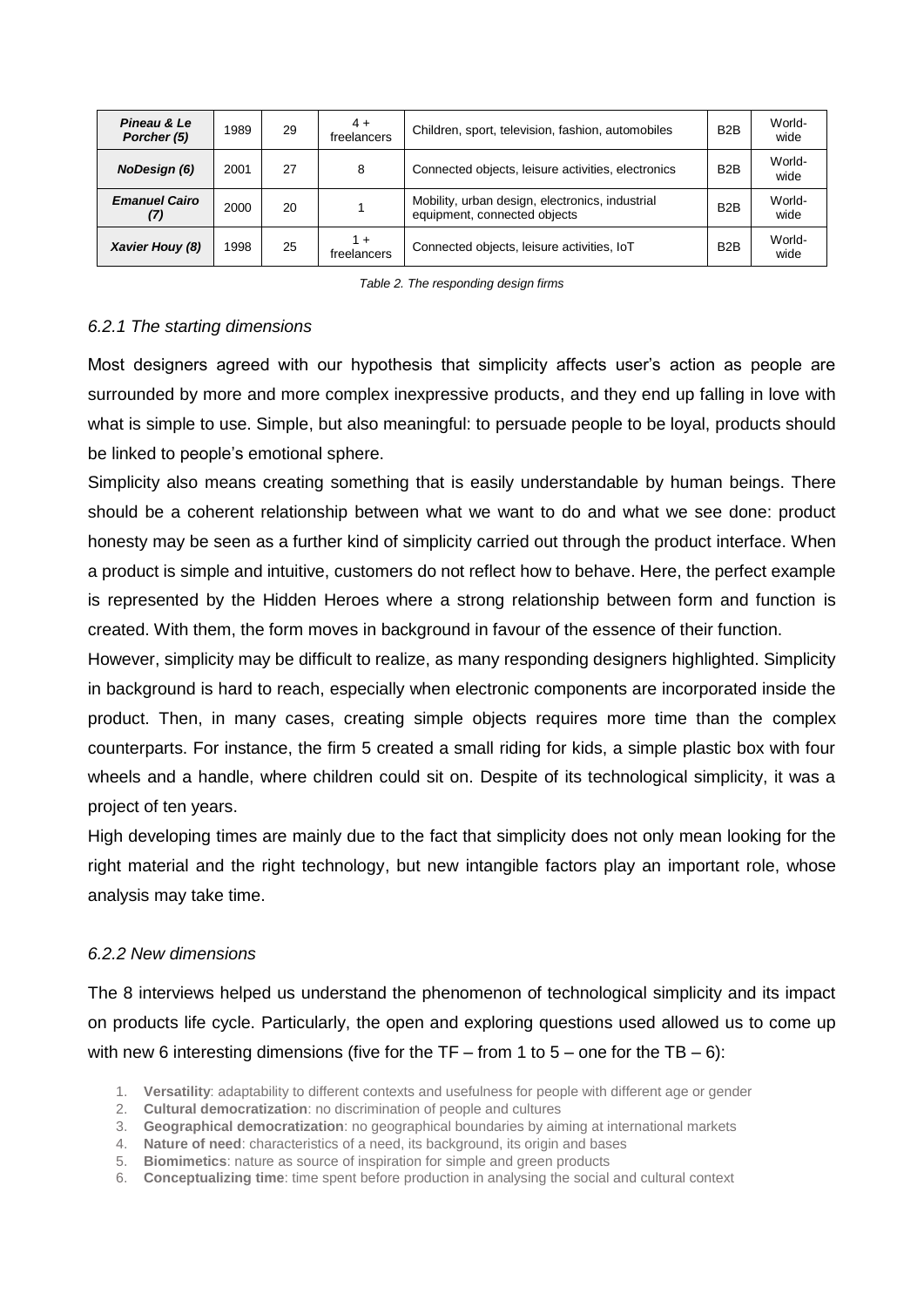| *Pineau & Le Porcher (5)* | 1989 | 29 | 4 + freelancers | Children, sport, television, fashion, automobiles | B2B | World-wide |
|---|---|---|---|---|---|---|
| *NoDesign (6)* | 2001 | 27 | 8 | Connected objects, leisure activities, electronics | B2B | World-wide |
| *Emanuel Cairo (7)* | 2000 | 20 | 1 | Mobility, urban design, electronics, industrial equipment, connected objects | B2B | World-wide |
| *Xavier Houy (8)* | 1998 | 25 | 1 + freelancers | Connected objects, leisure activities, IoT | B2B | World-wide |

*Table 2. The responding design firms*

### *6.2.1 The starting dimensions*

Most designers agreed with our hypothesis that simplicity affects user's action as people are surrounded by more and more complex inexpressive products, and they end up falling in love with what is simple to use. Simple, but also meaningful: to persuade people to be loyal, products should be linked to people's emotional sphere.

Simplicity also means creating something that is easily understandable by human beings. There should be a coherent relationship between what we want to do and what we see done: product honesty may be seen as a further kind of simplicity carried out through the product interface. When a product is simple and intuitive, customers do not reflect how to behave. Here, the perfect example is represented by the Hidden Heroes where a strong relationship between form and function is created. With them, the form moves in background in favour of the essence of their function.

However, simplicity may be difficult to realize, as many responding designers highlighted. Simplicity in background is hard to reach, especially when electronic components are incorporated inside the product. Then, in many cases, creating simple objects requires more time than the complex counterparts. For instance, the firm 5 created a small riding for kids, a simple plastic box with four wheels and a handle, where children could sit on. Despite of its technological simplicity, it was a project of ten years.

High developing times are mainly due to the fact that simplicity does not only mean looking for the right material and the right technology, but new intangible factors play an important role, whose analysis may take time.

### *6.2.2 New dimensions*

The 8 interviews helped us understand the phenomenon of technological simplicity and its impact on products life cycle. Particularly, the open and exploring questions used allowed us to come up with new 6 interesting dimensions (five for the TF – from 1 to 5 – one for the TB – 6):

1. **Versatility**: adaptability to different contexts and usefulness for people with different age or gender
2. **Cultural democratization**: no discrimination of people and cultures
3. **Geographical democratization**: no geographical boundaries by aiming at international markets
4. **Nature of need**: characteristics of a need, its background, its origin and bases
5. **Biomimetics**: nature as source of inspiration for simple and green products
6. **Conceptualizing time**: time spent before production in analysing the social and cultural context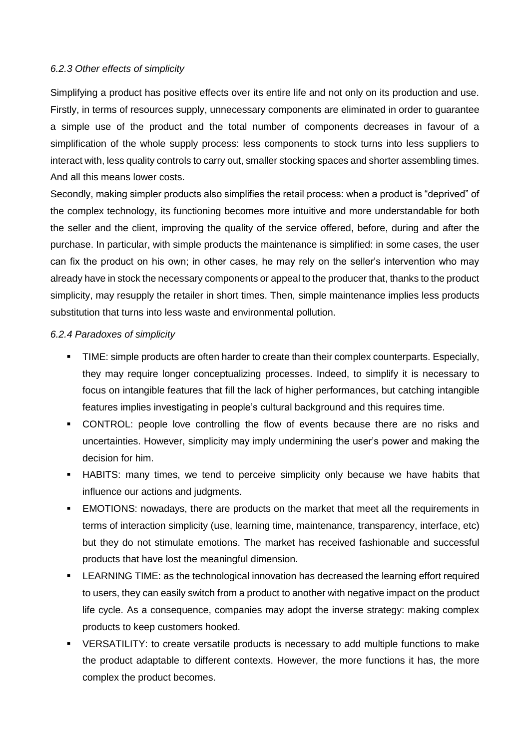### *6.2.3 Other effects of simplicity*

Simplifying a product has positive effects over its entire life and not only on its production and use. Firstly, in terms of resources supply, unnecessary components are eliminated in order to guarantee a simple use of the product and the total number of components decreases in favour of a simplification of the whole supply process: less components to stock turns into less suppliers to interact with, less quality controls to carry out, smaller stocking spaces and shorter assembling times. And all this means lower costs.

Secondly, making simpler products also simplifies the retail process: when a product is "deprived" of the complex technology, its functioning becomes more intuitive and more understandable for both the seller and the client, improving the quality of the service offered, before, during and after the purchase. In particular, with simple products the maintenance is simplified: in some cases, the user can fix the product on his own; in other cases, he may rely on the seller's intervention who may already have in stock the necessary components or appeal to the producer that, thanks to the product simplicity, may resupply the retailer in short times. Then, simple maintenance implies less products substitution that turns into less waste and environmental pollution.

### *6.2.4 Paradoxes of simplicity*

- TIME: simple products are often harder to create than their complex counterparts. Especially, they may require longer conceptualizing processes. Indeed, to simplify it is necessary to focus on intangible features that fill the lack of higher performances, but catching intangible features implies investigating in people's cultural background and this requires time.
- CONTROL: people love controlling the flow of events because there are no risks and uncertainties. However, simplicity may imply undermining the user's power and making the decision for him.
- HABITS: many times, we tend to perceive simplicity only because we have habits that influence our actions and judgments.
- EMOTIONS: nowadays, there are products on the market that meet all the requirements in terms of interaction simplicity (use, learning time, maintenance, transparency, interface, etc) but they do not stimulate emotions. The market has received fashionable and successful products that have lost the meaningful dimension.
- LEARNING TIME: as the technological innovation has decreased the learning effort required to users, they can easily switch from a product to another with negative impact on the product life cycle. As a consequence, companies may adopt the inverse strategy: making complex products to keep customers hooked.
- VERSATILITY: to create versatile products is necessary to add multiple functions to make the product adaptable to different contexts. However, the more functions it has, the more complex the product becomes.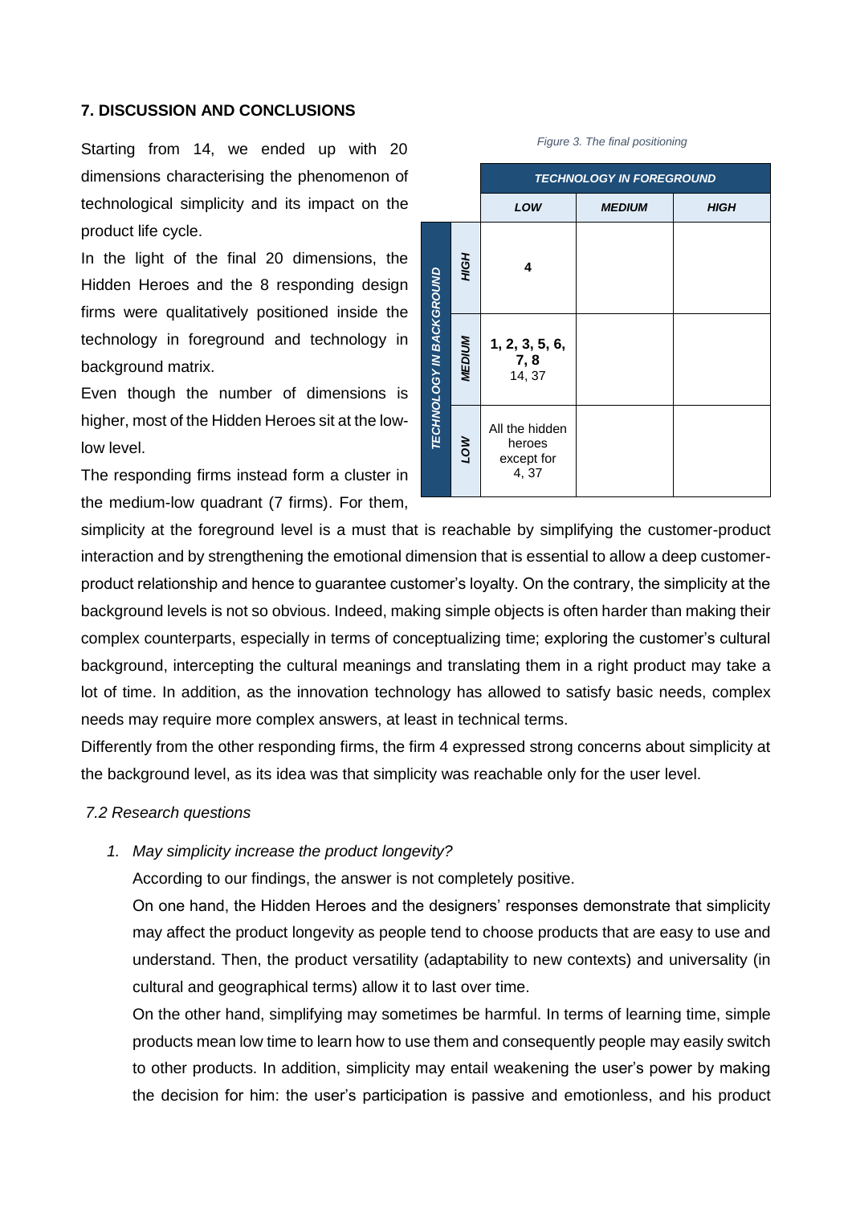## 7. DISCUSSION AND CONCLUSIONS

Starting from 14, we ended up with 20 dimensions characterising the phenomenon of technological simplicity and its impact on the product life cycle.

In the light of the final 20 dimensions, the Hidden Heroes and the 8 responding design firms were qualitatively positioned inside the technology in foreground and technology in background matrix.

Even though the number of dimensions is higher, most of the Hidden Heroes sit at the low-low level.

The responding firms instead form a cluster in the medium-low quadrant (7 firms). For them, simplicity at the foreground level is a must that is reachable by simplifying the customer-product interaction and by strengthening the emotional dimension that is essential to allow a deep customer-product relationship and hence to guarantee customer's loyalty. On the contrary, the simplicity at the background levels is not so obvious. Indeed, making simple objects is often harder than making their complex counterparts, especially in terms of conceptualizing time; exploring the customer's cultural background, intercepting the cultural meanings and translating them in a right product may take a lot of time. In addition, as the innovation technology has allowed to satisfy basic needs, complex needs may require more complex answers, at least in technical terms.

*Figure 3. The final positioning*

| | | TECHNOLOGY IN FOREGROUND | | |
|---|---|---|---|---|
| | | LOW | MEDIUM | HIGH |
| TECHNOLOGY IN BACKGROUND | HIGH | **4** | | |
| | MEDIUM | **1, 2, 3, 5, 6, 7, 8** 14, 37 | | |
| | LOW | All the hidden heroes except for 4, 37 | | |

Differently from the other responding firms, the firm 4 expressed strong concerns about simplicity at the background level, as its idea was that simplicity was reachable only for the user level.

### *7.2 Research questions*

1. *May simplicity increase the product longevity?*

   According to our findings, the answer is not completely positive.

   On one hand, the Hidden Heroes and the designers' responses demonstrate that simplicity may affect the product longevity as people tend to choose products that are easy to use and understand. Then, the product versatility (adaptability to new contexts) and universality (in cultural and geographical terms) allow it to last over time.

   On the other hand, simplifying may sometimes be harmful. In terms of learning time, simple products mean low time to learn how to use them and consequently people may easily switch to other products. In addition, simplicity may entail weakening the user's power by making the decision for him: the user's participation is passive and emotionless, and his product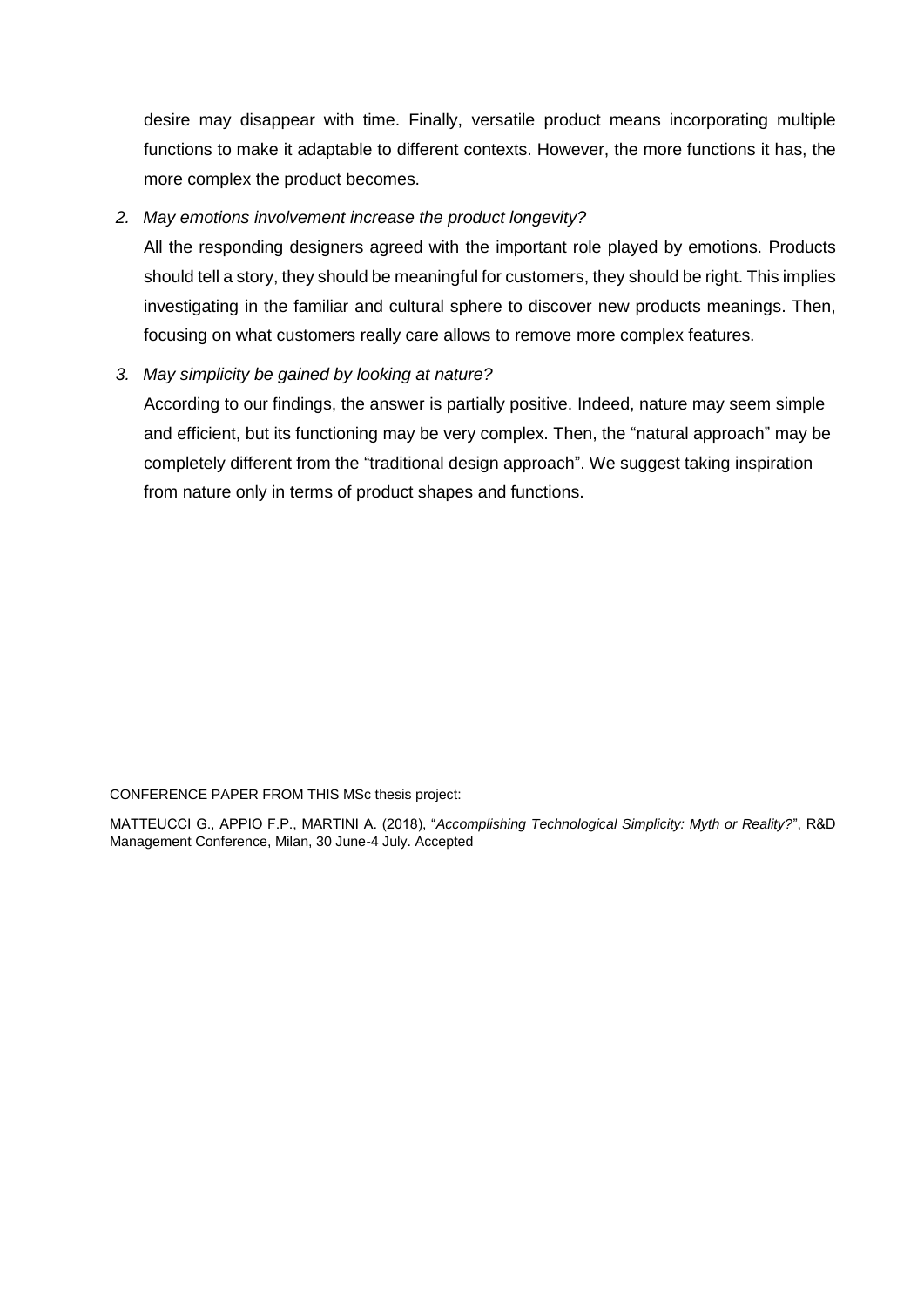desire may disappear with time. Finally, versatile product means incorporating multiple functions to make it adaptable to different contexts. However, the more functions it has, the more complex the product becomes.

2. *May emotions involvement increase the product longevity?*

   All the responding designers agreed with the important role played by emotions. Products should tell a story, they should be meaningful for customers, they should be right. This implies investigating in the familiar and cultural sphere to discover new products meanings. Then, focusing on what customers really care allows to remove more complex features.

3. *May simplicity be gained by looking at nature?*

   According to our findings, the answer is partially positive. Indeed, nature may seem simple and efficient, but its functioning may be very complex. Then, the "natural approach" may be completely different from the "traditional design approach". We suggest taking inspiration from nature only in terms of product shapes and functions.

CONFERENCE PAPER FROM THIS MSc thesis project:

MATTEUCCI G., APPIO F.P., MARTINI A. (2018), "*Accomplishing Technological Simplicity: Myth or Reality?*", R&D Management Conference, Milan, 30 June-4 July. Accepted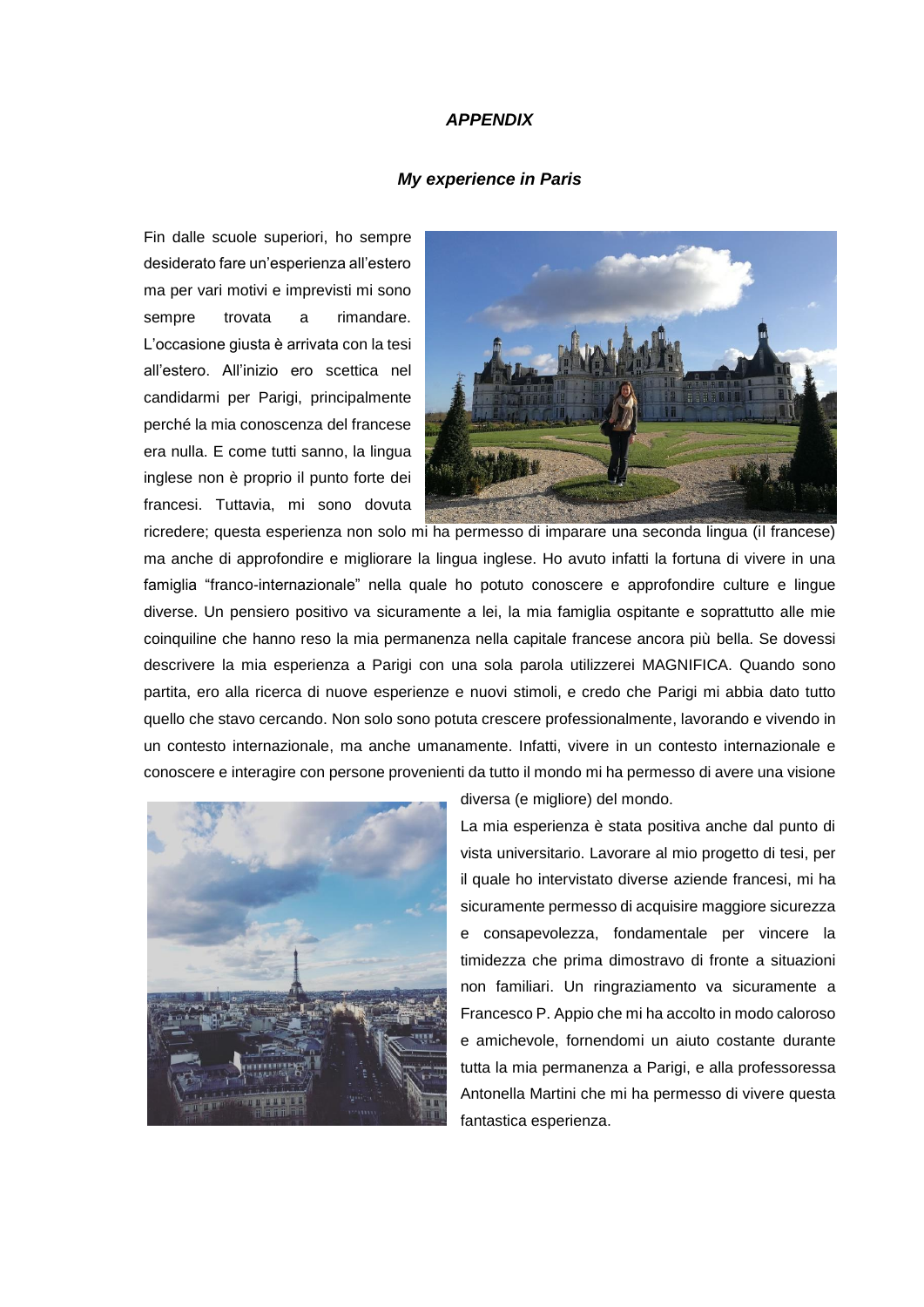***APPENDIX***

***My experience in Paris***

Fin dalle scuole superiori, ho sempre desiderato fare un'esperienza all'estero ma per vari motivi e imprevisti mi sono sempre trovata a rimandare. L'occasione giusta è arrivata con la tesi all'estero. All'inizio ero scettica nel candidarmi per Parigi, principalmente perché la mia conoscenza del francese era nulla. E come tutti sanno, la lingua inglese non è proprio il punto forte dei francesi. Tuttavia, mi sono dovuta ricredere; questa esperienza non solo mi ha permesso di imparare una seconda lingua (il francese) ma anche di approfondire e migliorare la lingua inglese. Ho avuto infatti la fortuna di vivere in una famiglia "franco-internazionale" nella quale ho potuto conoscere e approfondire culture e lingue diverse. Un pensiero positivo va sicuramente a lei, la mia famiglia ospitante e soprattutto alle mie coinquiline che hanno reso la mia permanenza nella capitale francese ancora più bella. Se dovessi descrivere la mia esperienza a Parigi con una sola parola utilizzerei MAGNIFICA. Quando sono partita, ero alla ricerca di nuove esperienze e nuovi stimoli, e credo che Parigi mi abbia dato tutto quello che stavo cercando. Non solo sono potuta crescere professionalmente, lavorando e vivendo in un contesto internazionale, ma anche umanamente. Infatti, vivere in un contesto internazionale e conoscere e interagire con persone provenienti da tutto il mondo mi ha permesso di avere una visione diversa (e migliore) del mondo.

La mia esperienza è stata positiva anche dal punto di vista universitario. Lavorare al mio progetto di tesi, per il quale ho intervistato diverse aziende francesi, mi ha sicuramente permesso di acquisire maggiore sicurezza e consapevolezza, fondamentale per vincere la timidezza che prima dimostravo di fronte a situazioni non familiari. Un ringraziamento va sicuramente a Francesco P. Appio che mi ha accolto in modo caloroso e amichevole, fornendomi un aiuto costante durante tutta la mia permanenza a Parigi, e alla professoressa Antonella Martini che mi ha permesso di vivere questa fantastica esperienza.